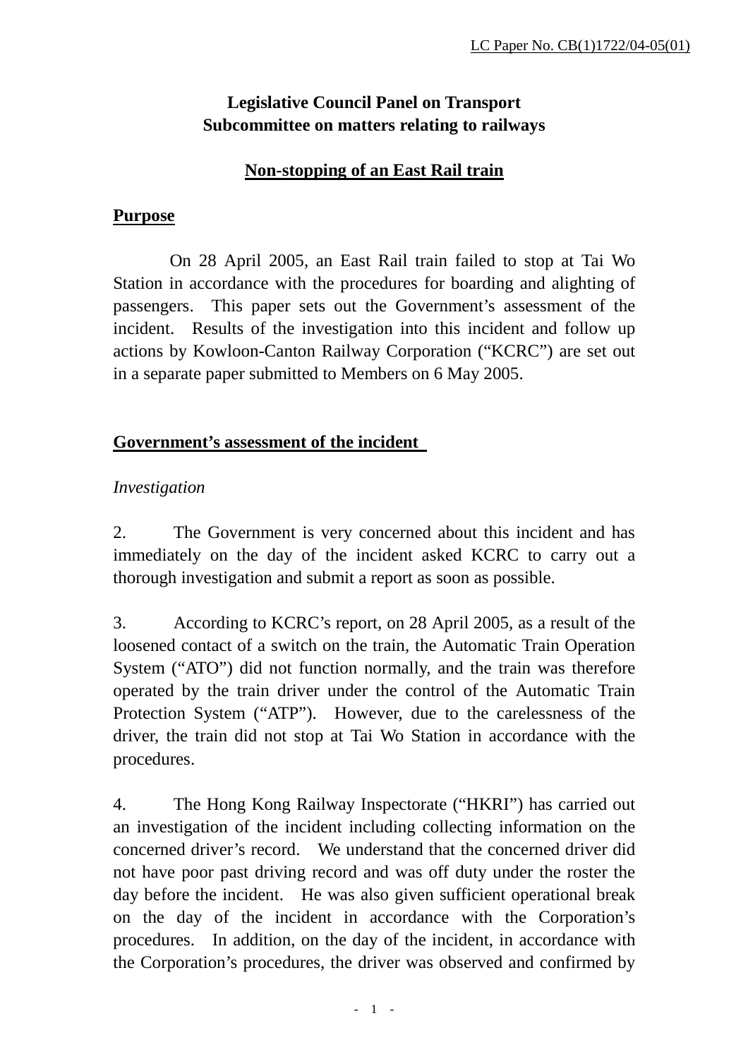LC Paper No. CB(1)1722/04-05(01)

**Legislative Council Panel on Transport**
**Subcommittee on matters relating to railways**

**Non-stopping of an East Rail train**

## Purpose

On 28 April 2005, an East Rail train failed to stop at Tai Wo Station in accordance with the procedures for boarding and alighting of passengers. This paper sets out the Government's assessment of the incident. Results of the investigation into this incident and follow up actions by Kowloon-Canton Railway Corporation ("KCRC") are set out in a separate paper submitted to Members on 6 May 2005.

## Government's assessment of the incident

*Investigation*

2. The Government is very concerned about this incident and has immediately on the day of the incident asked KCRC to carry out a thorough investigation and submit a report as soon as possible.

3. According to KCRC's report, on 28 April 2005, as a result of the loosened contact of a switch on the train, the Automatic Train Operation System ("ATO") did not function normally, and the train was therefore operated by the train driver under the control of the Automatic Train Protection System ("ATP"). However, due to the carelessness of the driver, the train did not stop at Tai Wo Station in accordance with the procedures.

4. The Hong Kong Railway Inspectorate ("HKRI") has carried out an investigation of the incident including collecting information on the concerned driver's record. We understand that the concerned driver did not have poor past driving record and was off duty under the roster the day before the incident. He was also given sufficient operational break on the day of the incident in accordance with the Corporation's procedures. In addition, on the day of the incident, in accordance with the Corporation's procedures, the driver was observed and confirmed by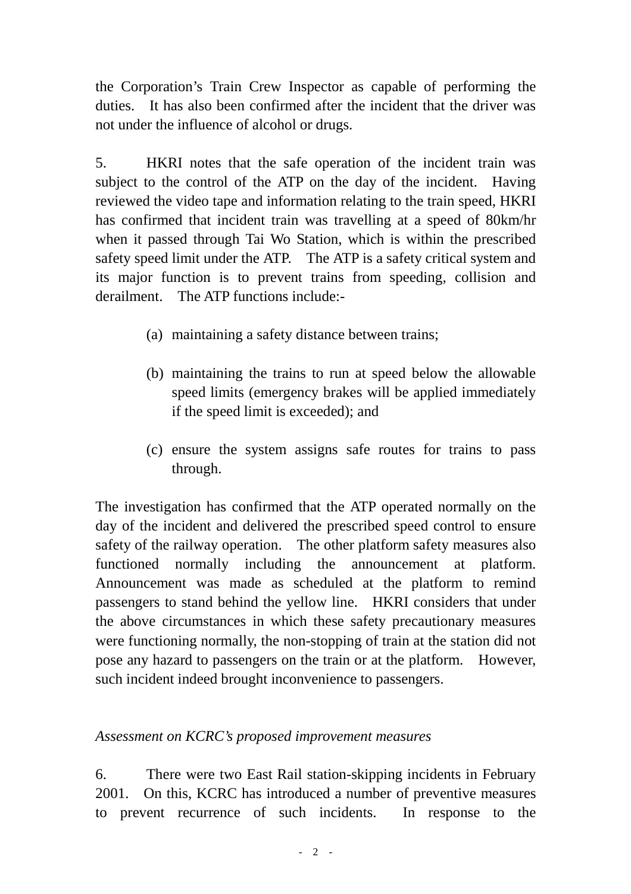the Corporation's Train Crew Inspector as capable of performing the duties. It has also been confirmed after the incident that the driver was not under the influence of alcohol or drugs.

5. HKRI notes that the safe operation of the incident train was subject to the control of the ATP on the day of the incident. Having reviewed the video tape and information relating to the train speed, HKRI has confirmed that incident train was travelling at a speed of 80km/hr when it passed through Tai Wo Station, which is within the prescribed safety speed limit under the ATP. The ATP is a safety critical system and its major function is to prevent trains from speeding, collision and derailment. The ATP functions include:-

(a) maintaining a safety distance between trains;

(b) maintaining the trains to run at speed below the allowable speed limits (emergency brakes will be applied immediately if the speed limit is exceeded); and

(c) ensure the system assigns safe routes for trains to pass through.

The investigation has confirmed that the ATP operated normally on the day of the incident and delivered the prescribed speed control to ensure safety of the railway operation. The other platform safety measures also functioned normally including the announcement at platform. Announcement was made as scheduled at the platform to remind passengers to stand behind the yellow line. HKRI considers that under the above circumstances in which these safety precautionary measures were functioning normally, the non-stopping of train at the station did not pose any hazard to passengers on the train or at the platform. However, such incident indeed brought inconvenience to passengers.

*Assessment on KCRC's proposed improvement measures*

6. There were two East Rail station-skipping incidents in February 2001. On this, KCRC has introduced a number of preventive measures to prevent recurrence of such incidents. In response to the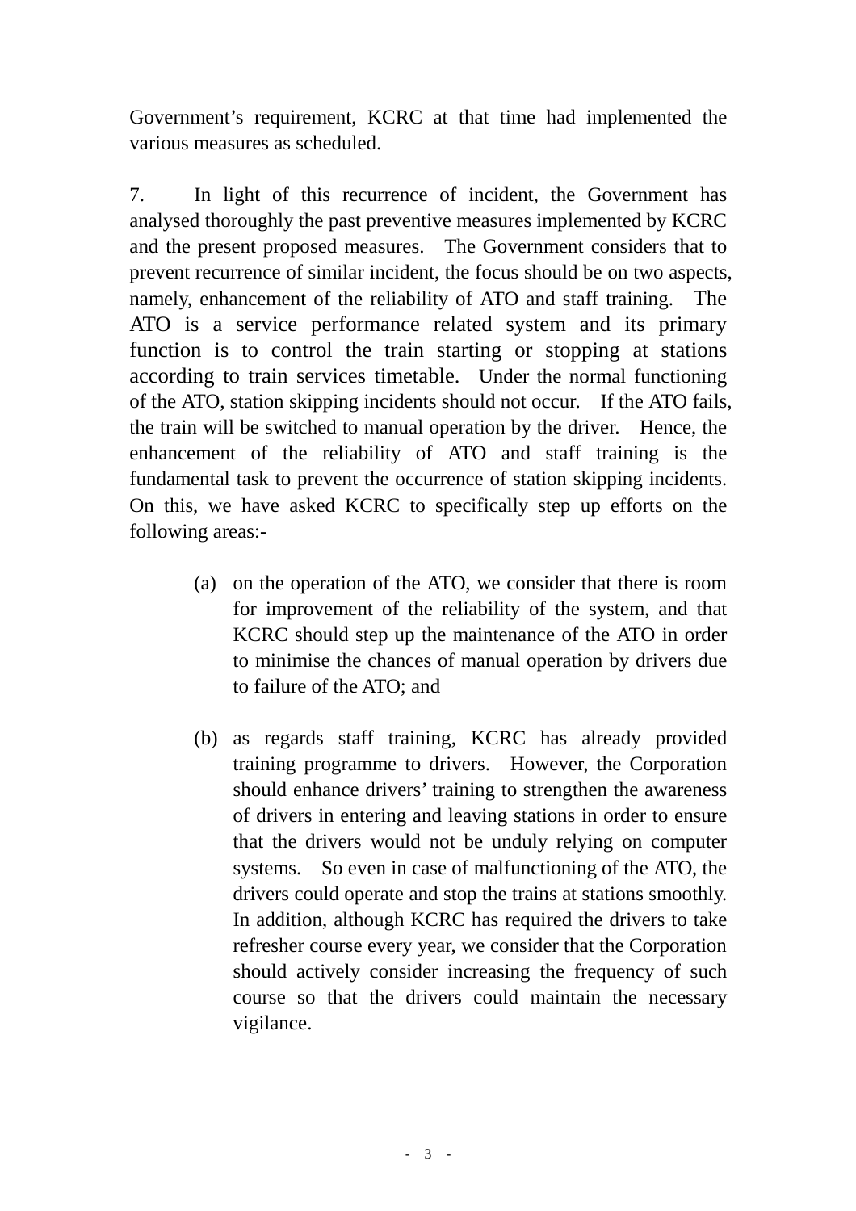Government's requirement, KCRC at that time had implemented the various measures as scheduled.

7. In light of this recurrence of incident, the Government has analysed thoroughly the past preventive measures implemented by KCRC and the present proposed measures. The Government considers that to prevent recurrence of similar incident, the focus should be on two aspects, namely, enhancement of the reliability of ATO and staff training. The ATO is a service performance related system and its primary function is to control the train starting or stopping at stations according to train services timetable. Under the normal functioning of the ATO, station skipping incidents should not occur. If the ATO fails, the train will be switched to manual operation by the driver. Hence, the enhancement of the reliability of ATO and staff training is the fundamental task to prevent the occurrence of station skipping incidents. On this, we have asked KCRC to specifically step up efforts on the following areas:-

(a) on the operation of the ATO, we consider that there is room for improvement of the reliability of the system, and that KCRC should step up the maintenance of the ATO in order to minimise the chances of manual operation by drivers due to failure of the ATO; and

(b) as regards staff training, KCRC has already provided training programme to drivers. However, the Corporation should enhance drivers' training to strengthen the awareness of drivers in entering and leaving stations in order to ensure that the drivers would not be unduly relying on computer systems. So even in case of malfunctioning of the ATO, the drivers could operate and stop the trains at stations smoothly. In addition, although KCRC has required the drivers to take refresher course every year, we consider that the Corporation should actively consider increasing the frequency of such course so that the drivers could maintain the necessary vigilance.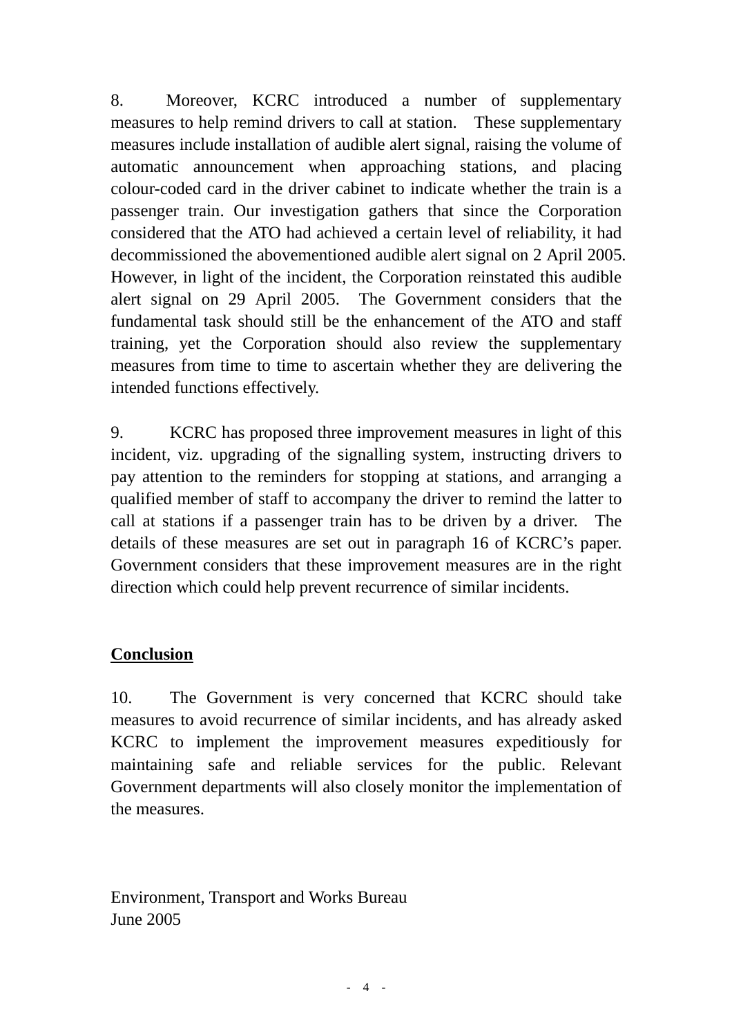8. Moreover, KCRC introduced a number of supplementary measures to help remind drivers to call at station. These supplementary measures include installation of audible alert signal, raising the volume of automatic announcement when approaching stations, and placing colour-coded card in the driver cabinet to indicate whether the train is a passenger train. Our investigation gathers that since the Corporation considered that the ATO had achieved a certain level of reliability, it had decommissioned the abovementioned audible alert signal on 2 April 2005. However, in light of the incident, the Corporation reinstated this audible alert signal on 29 April 2005. The Government considers that the fundamental task should still be the enhancement of the ATO and staff training, yet the Corporation should also review the supplementary measures from time to time to ascertain whether they are delivering the intended functions effectively.

9. KCRC has proposed three improvement measures in light of this incident, viz. upgrading of the signalling system, instructing drivers to pay attention to the reminders for stopping at stations, and arranging a qualified member of staff to accompany the driver to remind the latter to call at stations if a passenger train has to be driven by a driver. The details of these measures are set out in paragraph 16 of KCRC's paper. Government considers that these improvement measures are in the right direction which could help prevent recurrence of similar incidents.

## <u>Conclusion</u>

10. The Government is very concerned that KCRC should take measures to avoid recurrence of similar incidents, and has already asked KCRC to implement the improvement measures expeditiously for maintaining safe and reliable services for the public. Relevant Government departments will also closely monitor the implementation of the measures.

Environment, Transport and Works Bureau
June 2005